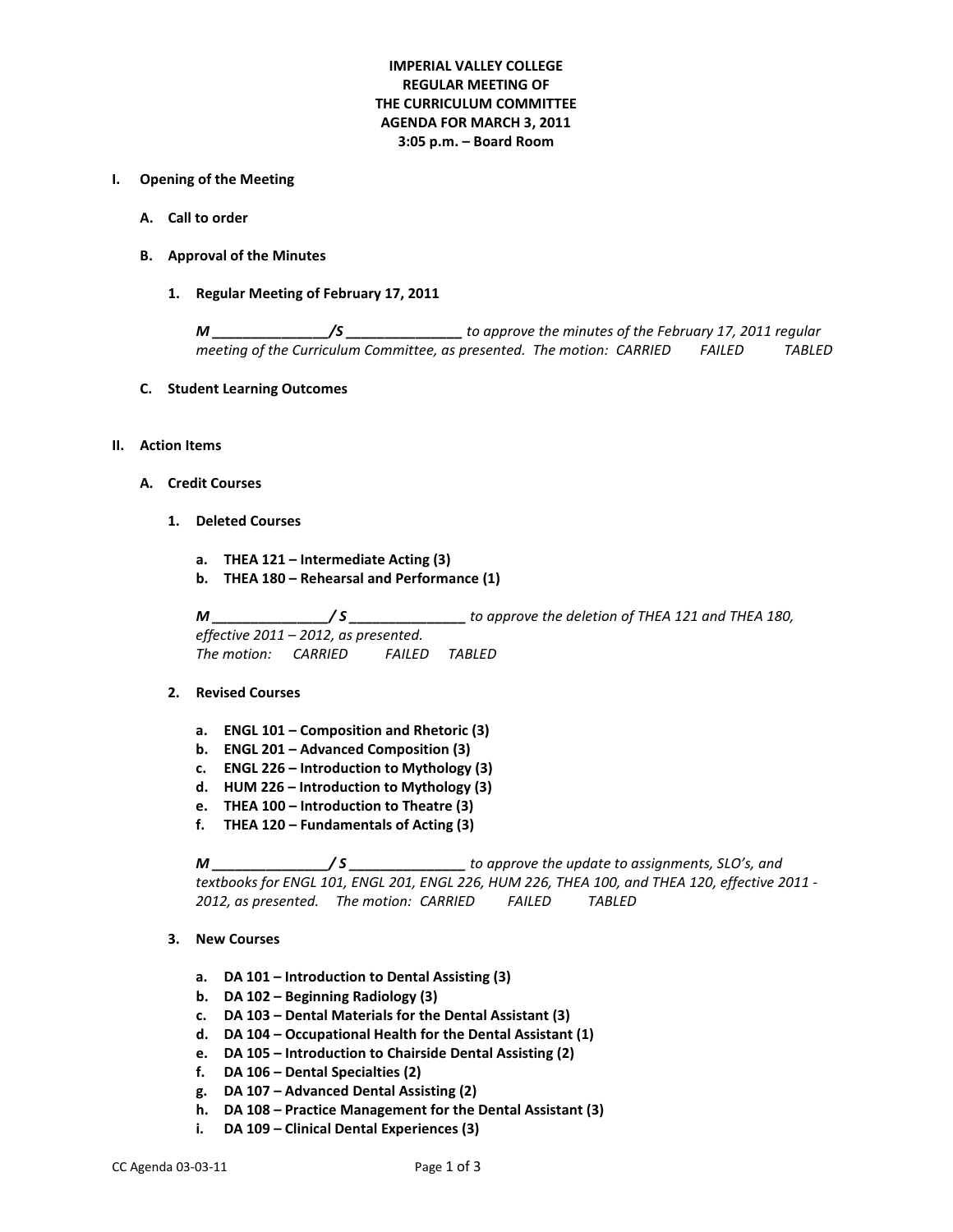**IMPERIAL VALLEY COLLEGE**
**REGULAR MEETING OF**
**THE CURRICULUM COMMITTEE**
**AGENDA FOR MARCH 3, 2011**
**3:05 p.m. – Board Room**

## I. Opening of the Meeting

### A. Call to order

### B. Approval of the Minutes

#### 1. Regular Meeting of February 17, 2011

*M _______________/S _______________ to approve the minutes of the February 17, 2011 regular meeting of the Curriculum Committee, as presented. The motion: CARRIED FAILED TABLED*

### C. Student Learning Outcomes

## II. Action Items

### A. Credit Courses

#### 1. Deleted Courses

a. **THEA 121 – Intermediate Acting (3)**
b. **THEA 180 – Rehearsal and Performance (1)**

*M _______________/ S _______________ to approve the deletion of THEA 121 and THEA 180, effective 2011 – 2012, as presented.*
*The motion: CARRIED FAILED TABLED*

#### 2. Revised Courses

a. **ENGL 101 – Composition and Rhetoric (3)**
b. **ENGL 201 – Advanced Composition (3)**
c. **ENGL 226 – Introduction to Mythology (3)**
d. **HUM 226 – Introduction to Mythology (3)**
e. **THEA 100 – Introduction to Theatre (3)**
f. **THEA 120 – Fundamentals of Acting (3)**

*M _______________/ S _______________ to approve the update to assignments, SLO's, and textbooks for ENGL 101, ENGL 201, ENGL 226, HUM 226, THEA 100, and THEA 120, effective 2011 - 2012, as presented. The motion: CARRIED FAILED TABLED*

#### 3. New Courses

a. **DA 101 – Introduction to Dental Assisting (3)**
b. **DA 102 – Beginning Radiology (3)**
c. **DA 103 – Dental Materials for the Dental Assistant (3)**
d. **DA 104 – Occupational Health for the Dental Assistant (1)**
e. **DA 105 – Introduction to Chairside Dental Assisting (2)**
f. **DA 106 – Dental Specialties (2)**
g. **DA 107 – Advanced Dental Assisting (2)**
h. **DA 108 – Practice Management for the Dental Assistant (3)**
i. **DA 109 – Clinical Dental Experiences (3)**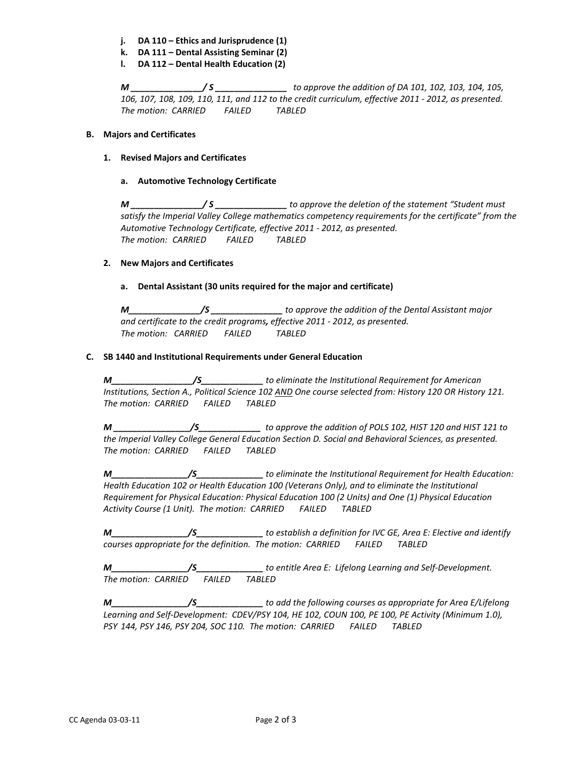j. **DA 110 – Ethics and Jurisprudence (1)**
k. **DA 111 – Dental Assisting Seminar (2)**
l. **DA 112 – Dental Health Education (2)**

***M _______________/ S _______________*** *to approve the addition of DA 101, 102, 103, 104, 105, 106, 107, 108, 109, 110, 111, and 112 to the credit curriculum, effective 2011 - 2012, as presented.*
*The motion: CARRIED FAILED TABLED*

**B. Majors and Certificates**

**1. Revised Majors and Certificates**

**a. Automotive Technology Certificate**

***M _______________/ S _______________*** *to approve the deletion of the statement "Student must satisfy the Imperial Valley College mathematics competency requirements for the certificate" from the Automotive Technology Certificate, effective 2011 - 2012, as presented.*
*The motion: CARRIED FAILED TABLED*

**2. New Majors and Certificates**

**a. Dental Assistant (30 units required for the major and certificate)**

***M_______________/S _______________*** *to approve the addition of the Dental Assistant major and certificate to the credit programs, effective 2011 - 2012, as presented.*
*The motion: CARRIED FAILED TABLED*

**C. SB 1440 and Institutional Requirements under General Education**

***M_________________/S_____________*** *to eliminate the Institutional Requirement for American Institutions, Section A., Political Science 102 <u>AND</u> One course selected from: History 120 OR History 121.*
*The motion: CARRIED FAILED TABLED*

***M ________________/S_____________*** *to approve the addition of POLS 102, HIST 120 and HIST 121 to the Imperial Valley College General Education Section D. Social and Behavioral Sciences, as presented.*
*The motion: CARRIED FAILED TABLED*

***M________________/S______________*** *to eliminate the Institutional Requirement for Health Education: Health Education 102 or Health Education 100 (Veterans Only), and to eliminate the Institutional Requirement for Physical Education: Physical Education 100 (2 Units) and One (1) Physical Education Activity Course (1 Unit). The motion: CARRIED FAILED TABLED*

***M________________/S______________*** *to establish a definition for IVC GE, Area E: Elective and identify courses appropriate for the definition. The motion: CARRIED FAILED TABLED*

***M________________/S______________*** *to entitle Area E: Lifelong Learning and Self-Development.*
*The motion: CARRIED FAILED TABLED*

***M________________/S______________*** *to add the following courses as appropriate for Area E/Lifelong Learning and Self-Development: CDEV/PSY 104, HE 102, COUN 100, PE 100, PE Activity (Minimum 1.0), PSY 144, PSY 146, PSY 204, SOC 110. The motion: CARRIED FAILED TABLED*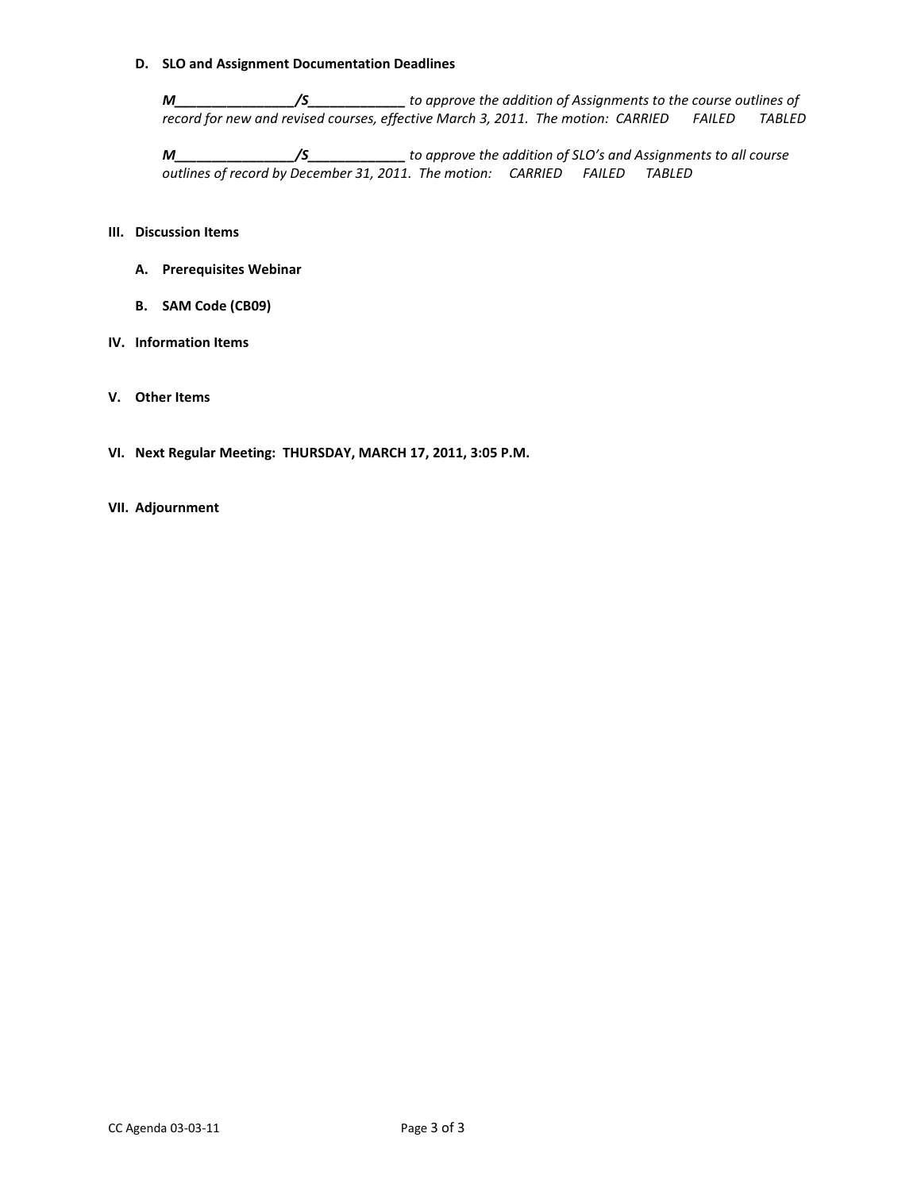### D. SLO and Assignment Documentation Deadlines

***M________________/S_____________*** *to approve the addition of Assignments to the course outlines of record for new and revised courses, effective March 3, 2011. The motion: CARRIED FAILED TABLED*

***M________________/S_____________*** *to approve the addition of SLO's and Assignments to all course outlines of record by December 31, 2011. The motion: CARRIED FAILED TABLED*

## III. Discussion Items

### A. Prerequisites Webinar

### B. SAM Code (CB09)

## IV. Information Items

## V. Other Items

## VI. Next Regular Meeting: THURSDAY, MARCH 17, 2011, 3:05 P.M.

## VII. Adjournment

CC Agenda 03-03-11